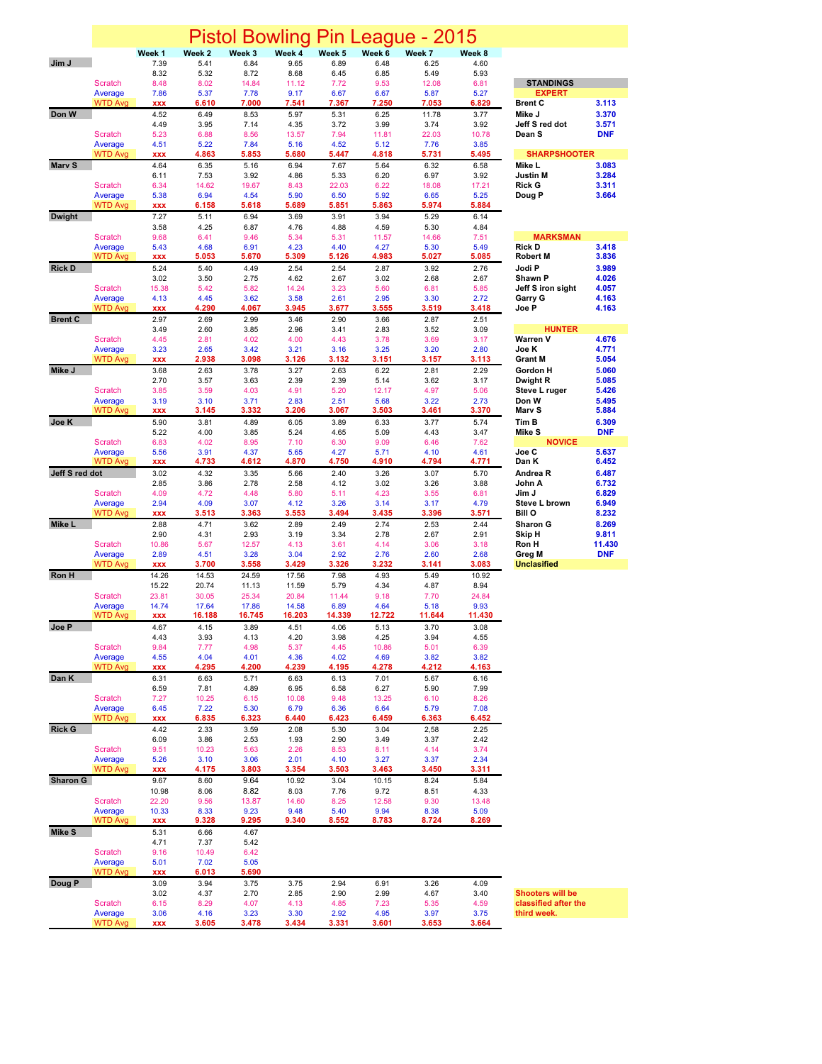# Pistol Bowling Pin League - 2015

| Shooter | | Week 1 | Week 2 | Week 3 | Week 4 | Week 5 | Week 6 | Week 7 | Week 8 |
|---|---|---|---|---|---|---|---|---|---|
| Jim J | | 7.39 | 5.41 | 6.84 | 9.65 | 6.89 | 6.48 | 6.25 | 4.60 |
| | | 8.32 | 5.32 | 8.72 | 8.68 | 6.45 | 6.85 | 5.49 | 5.93 |
| | Scratch | 8.48 | 8.02 | 14.84 | 11.12 | 7.72 | 9.53 | 12.08 | 6.81 |
| | Average | 7.86 | 5.37 | 7.78 | 9.17 | 6.67 | 6.67 | 5.87 | 5.27 |
| | WTD Avg | xxx | 6.610 | 7.000 | 7.541 | 7.367 | 7.250 | 7.053 | 6.829 |
| Don W | | 4.52 | 6.49 | 8.53 | 5.97 | 5.31 | 6.25 | 11.78 | 3.77 |
| | | 4.49 | 3.95 | 7.14 | 4.35 | 3.72 | 3.99 | 3.74 | 3.92 |
| | Scratch | 5.23 | 6.88 | 8.56 | 13.57 | 7.94 | 11.81 | 22.03 | 10.78 |
| | Average | 4.51 | 5.22 | 7.84 | 5.16 | 4.52 | 5.12 | 7.76 | 3.85 |
| | WTD Avg | xxx | 4.863 | 5.853 | 5.680 | 5.447 | 4.818 | 5.731 | 5.495 |
| Marv S | | 4.64 | 6.35 | 5.16 | 6.94 | 7.67 | 5.64 | 6.32 | 6.58 |
| | | 6.11 | 7.53 | 3.92 | 4.86 | 5.33 | 6.20 | 6.97 | 3.92 |
| | Scratch | 6.34 | 14.62 | 19.67 | 8.43 | 22.03 | 6.22 | 18.08 | 17.21 |
| | Average | 5.38 | 6.94 | 4.54 | 5.90 | 6.50 | 5.92 | 6.65 | 5.25 |
| | WTD Avg | xxx | 6.158 | 5.618 | 5.689 | 5.851 | 5.863 | 5.974 | 5.884 |
| Dwight | | 7.27 | 5.11 | 6.94 | 3.69 | 3.91 | 3.94 | 5.29 | 6.14 |
| | | 3.58 | 4.25 | 6.87 | 4.76 | 4.88 | 4.59 | 5.30 | 4.84 |
| | Scratch | 9.68 | 6.41 | 9.46 | 5.34 | 5.31 | 11.57 | 14.66 | 7.51 |
| | Average | 5.43 | 4.68 | 6.91 | 4.23 | 4.40 | 4.27 | 5.30 | 5.49 |
| | WTD Avg | xxx | 5.053 | 5.670 | 5.309 | 5.126 | 4.983 | 5.027 | 5.085 |
| Rick D | | 5.24 | 5.40 | 4.49 | 2.54 | 2.54 | 2.87 | 3.92 | 2.76 |
| | | 3.02 | 3.50 | 2.75 | 4.62 | 2.67 | 3.02 | 2.68 | 2.67 |
| | Scratch | 15.38 | 5.42 | 5.82 | 14.24 | 3.23 | 5.60 | 6.81 | 5.85 |
| | Average | 4.13 | 4.45 | 3.62 | 3.58 | 2.61 | 2.95 | 3.30 | 2.72 |
| | WTD Avg | xxx | 4.290 | 4.067 | 3.945 | 3.677 | 3.555 | 3.519 | 3.418 |
| Brent C | | 2.97 | 2.69 | 2.99 | 3.46 | 2.90 | 3.66 | 2.87 | 2.51 |
| | | 3.49 | 2.60 | 3.85 | 2.96 | 3.41 | 2.83 | 3.52 | 3.09 |
| | Scratch | 4.45 | 2.81 | 4.02 | 4.00 | 4.43 | 3.78 | 3.69 | 3.17 |
| | Average | 3.23 | 2.65 | 3.42 | 3.21 | 3.16 | 3.25 | 3.20 | 2.80 |
| | WTD Avg | xxx | 2.938 | 3.098 | 3.126 | 3.132 | 3.151 | 3.157 | 3.113 |
| Mike J | | 3.68 | 2.63 | 3.78 | 3.27 | 2.63 | 6.22 | 2.81 | 2.29 |
| | | 2.70 | 3.57 | 3.63 | 2.39 | 2.39 | 5.14 | 3.62 | 3.17 |
| | Scratch | 3.85 | 3.59 | 4.03 | 4.91 | 5.20 | 12.17 | 4.97 | 5.06 |
| | Average | 3.19 | 3.10 | 3.71 | 2.83 | 2.51 | 5.68 | 3.22 | 2.73 |
| | WTD Avg | xxx | 3.145 | 3.332 | 3.206 | 3.067 | 3.503 | 3.461 | 3.370 |
| Joe K | | 5.90 | 3.81 | 4.89 | 6.05 | 3.89 | 6.33 | 3.77 | 5.74 |
| | | 5.22 | 4.00 | 3.85 | 5.24 | 4.65 | 5.09 | 4.43 | 3.47 |
| | Scratch | 6.83 | 4.02 | 8.95 | 7.10 | 6.30 | 9.09 | 6.46 | 7.62 |
| | Average | 5.56 | 3.91 | 4.37 | 5.65 | 4.27 | 5.71 | 4.10 | 4.61 |
| | WTD Avg | xxx | 4.733 | 4.612 | 4.870 | 4.750 | 4.910 | 4.794 | 4.771 |
| Jeff S red dot | | 3.02 | 4.32 | 3.35 | 5.66 | 2.40 | 3.26 | 3.07 | 5.70 |
| | | 2.85 | 3.86 | 2.78 | 2.58 | 4.12 | 3.02 | 3.26 | 3.88 |
| | Scratch | 4.09 | 4.72 | 4.48 | 5.80 | 5.11 | 4.23 | 3.55 | 6.81 |
| | Average | 2.94 | 4.09 | 3.07 | 4.12 | 3.26 | 3.14 | 3.17 | 4.79 |
| | WTD Avg | xxx | 3.513 | 3.363 | 3.553 | 3.494 | 3.435 | 3.396 | 3.571 |
| Mike L | | 2.88 | 4.71 | 3.62 | 2.89 | 2.49 | 2.74 | 2.53 | 2.44 |
| | | 2.90 | 4.31 | 2.93 | 3.19 | 3.34 | 2.78 | 2.67 | 2.91 |
| | Scratch | 10.86 | 5.67 | 12.57 | 4.13 | 3.61 | 4.14 | 3.06 | 3.18 |
| | Average | 2.89 | 4.51 | 3.28 | 3.04 | 2.92 | 2.76 | 2.60 | 2.68 |
| | WTD Avg | xxx | 3.700 | 3.558 | 3.429 | 3.326 | 3.232 | 3.141 | 3.083 |
| Ron H | | 14.26 | 14.53 | 24.59 | 17.56 | 7.98 | 4.93 | 5.49 | 10.92 |
| | | 15.22 | 20.74 | 11.13 | 11.59 | 5.79 | 4.34 | 4.87 | 8.94 |
| | Scratch | 23.81 | 30.05 | 25.34 | 20.84 | 11.44 | 9.18 | 7.70 | 24.84 |
| | Average | 14.74 | 17.64 | 17.86 | 14.58 | 6.89 | 4.64 | 5.18 | 9.93 |
| | WTD Avg | xxx | 16.188 | 16.745 | 16.203 | 14.339 | 12.722 | 11.644 | 11.430 |
| Joe P | | 4.67 | 4.15 | 3.89 | 4.51 | 4.06 | 5.13 | 3.70 | 3.08 |
| | | 4.43 | 3.93 | 4.13 | 4.20 | 3.98 | 4.25 | 3.94 | 4.55 |
| | Scratch | 9.84 | 7.77 | 4.98 | 5.37 | 4.45 | 10.86 | 5.01 | 6.39 |
| | Average | 4.55 | 4.04 | 4.01 | 4.36 | 4.02 | 4.69 | 3.82 | 3.82 |
| | WTD Avg | xxx | 4.295 | 4.200 | 4.239 | 4.195 | 4.278 | 4.212 | 4.163 |
| Dan K | | 6.31 | 6.63 | 5.71 | 6.63 | 6.13 | 7.01 | 5.67 | 6.16 |
| | | 6.59 | 7.81 | 4.89 | 6.95 | 6.58 | 6.27 | 5.90 | 7.99 |
| | Scratch | 7.27 | 10.25 | 6.15 | 10.08 | 9.48 | 13.25 | 6.10 | 8.26 |
| | Average | 6.45 | 7.22 | 5.30 | 6.79 | 6.36 | 6.64 | 5.79 | 7.08 |
| | WTD Avg | xxx | 6.835 | 6.323 | 6.440 | 6.423 | 6.459 | 6.363 | 6.452 |
| Rick G | | 4.42 | 2.33 | 3.59 | 2.08 | 5.30 | 3.04 | 2,58 | 2.25 |
| | | 6.09 | 3.86 | 2.53 | 1.93 | 2.90 | 3.49 | 3.37 | 2.42 |
| | Scratch | 9.51 | 10.23 | 5.63 | 2.26 | 8.53 | 8.11 | 4.14 | 3.74 |
| | Average | 5.26 | 3.10 | 3.06 | 2.01 | 4.10 | 3.27 | 3.37 | 2.34 |
| | WTD Avg | xxx | 4.175 | 3.803 | 3.354 | 3.503 | 3.463 | 3.450 | 3.311 |
| Sharon G | | 9.67 | 8.60 | 9.64 | 10.92 | 3.04 | 10.15 | 8.24 | 5.84 |
| | | 10.98 | 8.06 | 8.82 | 8.03 | 7.76 | 9.72 | 8.51 | 4.33 |
| | Scratch | 22.20 | 9.56 | 13.87 | 14.60 | 8.25 | 12.58 | 9.30 | 13.48 |
| | Average | 10.33 | 8.33 | 9.23 | 9.48 | 5.40 | 9.94 | 8.38 | 5.09 |
| | WTD Avg | xxx | 9.328 | 9.295 | 9.340 | 8.552 | 8.783 | 8.724 | 8.269 |
| Mike S | | 5.31 | 6.66 | 4.67 | | | | | |
| | | 4.71 | 7.37 | 5.42 | | | | | |
| | Scratch | 9.16 | 10.49 | 6.42 | | | | | |
| | Average | 5.01 | 7.02 | 5.05 | | | | | |
| | WTD Avg | xxx | 6.013 | 5.690 | | | | | |
| Doug P | | 3.09 | 3.94 | 3.75 | 3.75 | 2.94 | 6.91 | 3.26 | 4.09 |
| | | 3.02 | 4.37 | 2.70 | 2.85 | 2.90 | 2.99 | 4.67 | 3.40 |
| | Scratch | 6.15 | 8.29 | 4.07 | 4.13 | 4.85 | 7.23 | 5.35 | 4.59 |
| | Average | 3.06 | 4.16 | 3.23 | 3.30 | 2.92 | 4.95 | 3.97 | 3.75 |
| | WTD Avg | xxx | 3.605 | 3.478 | 3.434 | 3.331 | 3.601 | 3.653 | 3.664 |

## STANDINGS

| Shooter | WTD Avg |
|---|---|
| **EXPERT** | |
| Brent C | 3.113 |
| Mike J | 3.370 |
| Jeff S red dot | 3.571 |
| Dean S | DNF |
| **SHARPSHOOTER** | |
| Mike L | 3.083 |
| Justin M | 3.284 |
| Rick G | 3.311 |
| Doug P | 3.664 |
| **MARKSMAN** | |
| Rick D | 3.418 |
| Robert M | 3.836 |
| Jodi P | 3.989 |
| Shawn P | 4.026 |
| Jeff S iron sight | 4.057 |
| Garry G | 4.163 |
| Joe P | 4.163 |
| **HUNTER** | |
| Warren V | 4.676 |
| Joe K | 4.771 |
| Grant M | 5.054 |
| Gordon H | 5.060 |
| Dwight R | 5.085 |
| Steve L ruger | 5.426 |
| Don W | 5.495 |
| Marv S | 5.884 |
| Tim B | 6.309 |
| Mike S | DNF |
| **NOVICE** | |
| Joe C | 5.637 |
| Dan K | 6.452 |
| Andrea R | 6.487 |
| John A | 6.732 |
| Jim J | 6.829 |
| Steve L brown | 6.949 |
| Bill O | 8.232 |
| Sharon G | 8.269 |
| Skip H | 9.811 |
| Ron H | 11.430 |
| Greg M | DNF |
| **Unclasified** | |

Shooters will be classified after the third week.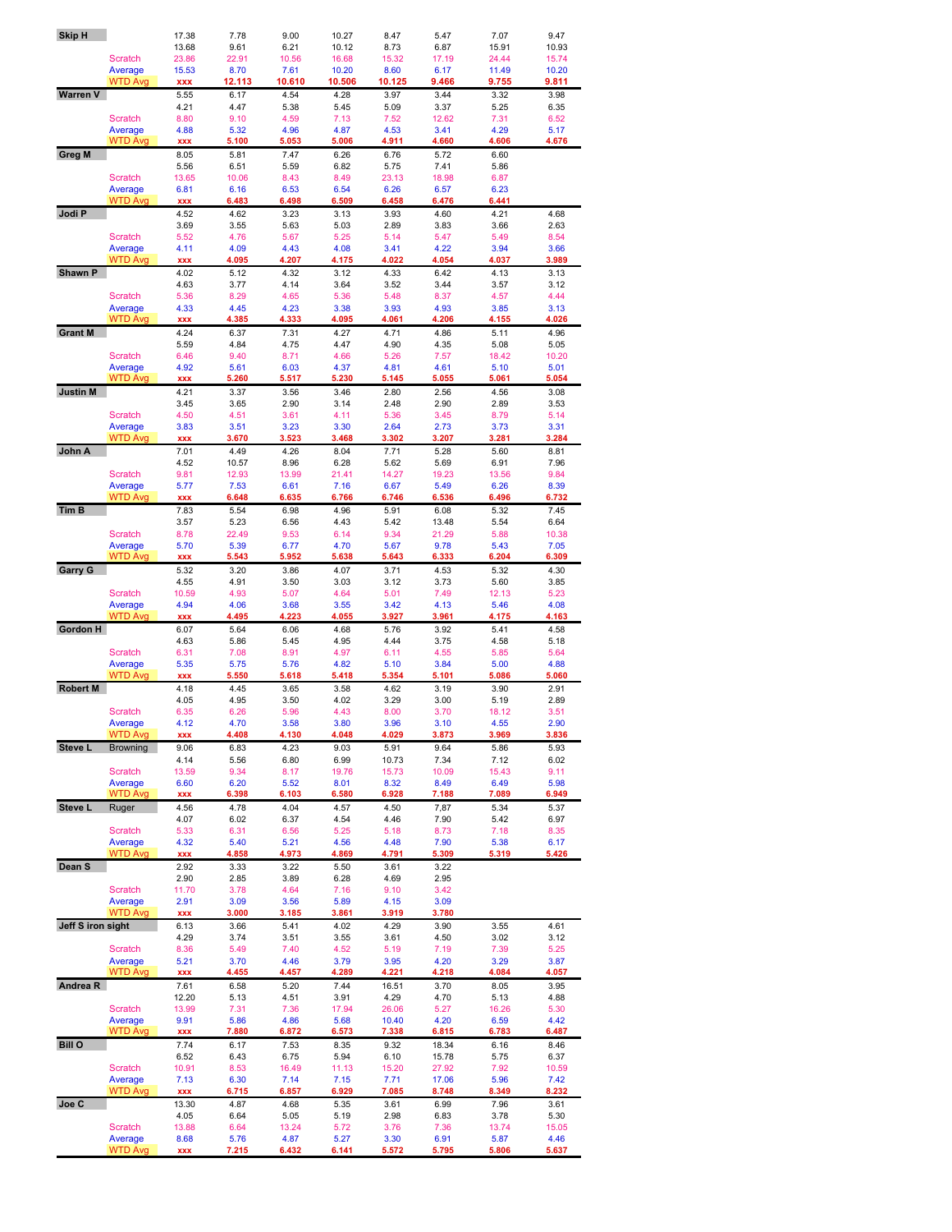| Name | | Col 1 | Col 2 | Col 3 | Col 4 | Col 5 | Col 6 | Col 7 | Col 8 |
|---|---|---|---|---|---|---|---|---|---|
| Skip H | | 17.38 | 7.78 | 9.00 | 10.27 | 8.47 | 5.47 | 7.07 | 9.47 |
| | | 13.68 | 9.61 | 6.21 | 10.12 | 8.73 | 6.87 | 15.91 | 10.93 |
| | Scratch | 23.86 | 22.91 | 10.56 | 16.68 | 15.32 | 17.19 | 24.44 | 15.74 |
| | Average | 15.53 | 8.70 | 7.61 | 10.20 | 8.60 | 6.17 | 11.49 | 10.20 |
| | WTD Avg | xxx | 12.113 | 10.610 | 10.506 | 10.125 | 9.466 | 9.755 | 9.811 |
| Warren V | | 5.55 | 6.17 | 4.54 | 4.28 | 3.97 | 3.44 | 3.32 | 3.98 |
| | | 4.21 | 4.47 | 5.38 | 5.45 | 5.09 | 3.37 | 5.25 | 6.35 |
| | Scratch | 8.80 | 9.10 | 4.59 | 7.13 | 7.52 | 12.62 | 7.31 | 6.52 |
| | Average | 4.88 | 5.32 | 4.96 | 4.87 | 4.53 | 3.41 | 4.29 | 5.17 |
| | WTD Avg | xxx | 5.100 | 5.053 | 5.006 | 4.911 | 4.660 | 4.606 | 4.676 |
| Greg M | | 8.05 | 5.81 | 7.47 | 6.26 | 6.76 | 5.72 | 6.60 | |
| | | 5.56 | 6.51 | 5.59 | 6.82 | 5.75 | 7.41 | 5.86 | |
| | Scratch | 13.65 | 10.06 | 8.43 | 8.49 | 23.13 | 18.98 | 6.87 | |
| | Average | 6.81 | 6.16 | 6.53 | 6.54 | 6.26 | 6.57 | 6.23 | |
| | WTD Avg | xxx | 6.483 | 6.498 | 6.509 | 6.458 | 6.476 | 6.441 | |
| Jodi P | | 4.52 | 4.62 | 3.23 | 3.13 | 3.93 | 4.60 | 4.21 | 4.68 |
| | | 3.69 | 3.55 | 5.63 | 5.03 | 2.89 | 3.83 | 3.66 | 2.63 |
| | Scratch | 5.52 | 4.76 | 5.67 | 5.25 | 5.14 | 5.47 | 5.49 | 8.54 |
| | Average | 4.11 | 4.09 | 4.43 | 4.08 | 3.41 | 4.22 | 3.94 | 3.66 |
| | WTD Avg | xxx | 4.095 | 4.207 | 4.175 | 4.022 | 4.054 | 4.037 | 3.989 |
| Shawn P | | 4.02 | 5.12 | 4.32 | 3.12 | 4.33 | 6.42 | 4.13 | 3.13 |
| | | 4.63 | 3.77 | 4.14 | 3.64 | 3.52 | 3.44 | 3.57 | 3.12 |
| | Scratch | 5.36 | 8.29 | 4.65 | 5.36 | 5.48 | 8.37 | 4.57 | 4.44 |
| | Average | 4.33 | 4.45 | 4.23 | 3.38 | 3.93 | 4.93 | 3.85 | 3.13 |
| | WTD Avg | xxx | 4.385 | 4.333 | 4.095 | 4.061 | 4.206 | 4.155 | 4.026 |
| Grant M | | 4.24 | 6.37 | 7.31 | 4.27 | 4.71 | 4.86 | 5.11 | 4.96 |
| | | 5.59 | 4.84 | 4.75 | 4.47 | 4.90 | 4.35 | 5.08 | 5.05 |
| | Scratch | 6.46 | 9.40 | 8.71 | 4.66 | 5.26 | 7.57 | 18.42 | 10.20 |
| | Average | 4.92 | 5.61 | 6.03 | 4.37 | 4.81 | 4.61 | 5.10 | 5.01 |
| | WTD Avg | xxx | 5.260 | 5.517 | 5.230 | 5.145 | 5.055 | 5.061 | 5.054 |
| Justin M | | 4.21 | 3.37 | 3.56 | 3.46 | 2.80 | 2.56 | 4.56 | 3.08 |
| | | 3.45 | 3.65 | 2.90 | 3.14 | 2.48 | 2.90 | 2.89 | 3.53 |
| | Scratch | 4.50 | 4.51 | 3.61 | 4.11 | 5.36 | 3.45 | 8.79 | 5.14 |
| | Average | 3.83 | 3.51 | 3.23 | 3.30 | 2.64 | 2.73 | 3.73 | 3.31 |
| | WTD Avg | xxx | 3.670 | 3.523 | 3.468 | 3.302 | 3.207 | 3.281 | 3.284 |
| John A | | 7.01 | 4.49 | 4.26 | 8.04 | 7.71 | 5.28 | 5.60 | 8.81 |
| | | 4.52 | 10.57 | 8.96 | 6.28 | 5.62 | 5.69 | 6.91 | 7.96 |
| | Scratch | 9.81 | 12.93 | 13.99 | 21.41 | 14.27 | 19.23 | 13.56 | 9.84 |
| | Average | 5.77 | 7.53 | 6.61 | 7.16 | 6.67 | 5.49 | 6.26 | 8.39 |
| | WTD Avg | xxx | 6.648 | 6.635 | 6.766 | 6.746 | 6.536 | 6.496 | 6.732 |
| Tim B | | 7.83 | 5.54 | 6.98 | 4.96 | 5.91 | 6.08 | 5.32 | 7.45 |
| | | 3.57 | 5.23 | 6.56 | 4.43 | 5.42 | 13.48 | 5.54 | 6.64 |
| | Scratch | 8.78 | 22.49 | 9.53 | 6.14 | 9.34 | 21.29 | 5.88 | 10.38 |
| | Average | 5.70 | 5.39 | 6.77 | 4.70 | 5.67 | 9.78 | 5.43 | 7.05 |
| | WTD Avg | xxx | 5.543 | 5.952 | 5.638 | 5.643 | 6.333 | 6.204 | 6.309 |
| Garry G | | 5.32 | 3.20 | 3.86 | 4.07 | 3.71 | 4.53 | 5.32 | 4.30 |
| | | 4.55 | 4.91 | 3.50 | 3.03 | 3.12 | 3.73 | 5.60 | 3.85 |
| | Scratch | 10.59 | 4.93 | 5.07 | 4.64 | 5.01 | 7.49 | 12.13 | 5.23 |
| | Average | 4.94 | 4.06 | 3.68 | 3.55 | 3.42 | 4.13 | 5.46 | 4.08 |
| | WTD Avg | xxx | 4.495 | 4.223 | 4.055 | 3.927 | 3.961 | 4.175 | 4.163 |
| Gordon H | | 6.07 | 5.64 | 6.06 | 4.68 | 5.76 | 3.92 | 5.41 | 4.58 |
| | | 4.63 | 5.86 | 5.45 | 4.95 | 4.44 | 3.75 | 4.58 | 5.18 |
| | Scratch | 6.31 | 7.08 | 8.91 | 4.97 | 6.11 | 4.55 | 5.85 | 5.64 |
| | Average | 5.35 | 5.75 | 5.76 | 4.82 | 5.10 | 3.84 | 5.00 | 4.88 |
| | WTD Avg | xxx | 5.550 | 5.618 | 5.418 | 5.354 | 5.101 | 5.086 | 5.060 |
| Robert M | | 4.18 | 4.45 | 3.65 | 3.58 | 4.62 | 3.19 | 3.90 | 2.91 |
| | | 4.05 | 4.95 | 3.50 | 4.02 | 3.29 | 3.00 | 5.19 | 2.89 |
| | Scratch | 6.35 | 6.26 | 5.96 | 4.43 | 8.00 | 3.70 | 18.12 | 3.51 |
| | Average | 4.12 | 4.70 | 3.58 | 3.80 | 3.96 | 3.10 | 4.55 | 2.90 |
| | WTD Avg | xxx | 4.408 | 4.130 | 4.048 | 4.029 | 3.873 | 3.969 | 3.836 |
| Steve L | Browning | 9.06 | 6.83 | 4.23 | 9.03 | 5.91 | 9.64 | 5.86 | 5.93 |
| | | 4.14 | 5.56 | 6.80 | 6.99 | 10.73 | 7.34 | 7.12 | 6.02 |
| | Scratch | 13.59 | 9.34 | 8.17 | 19.76 | 15.73 | 10.09 | 15.43 | 9.11 |
| | Average | 6.60 | 6.20 | 5.52 | 8.01 | 8.32 | 8.49 | 6.49 | 5.98 |
| | WTD Avg | xxx | 6.398 | 6.103 | 6.580 | 6.928 | 7.188 | 7.089 | 6.949 |
| Steve L | Ruger | 4.56 | 4.78 | 4.04 | 4.57 | 4.50 | 7.87 | 5.34 | 5.37 |
| | | 4.07 | 6.02 | 6.37 | 4.54 | 4.46 | 7.90 | 5.42 | 6.97 |
| | Scratch | 5.33 | 6.31 | 6.56 | 5.25 | 5.18 | 8.73 | 7.18 | 8.35 |
| | Average | 4.32 | 5.40 | 5.21 | 4.56 | 4.48 | 7.90 | 5.38 | 6.17 |
| | WTD Avg | xxx | 4.858 | 4.973 | 4.869 | 4.791 | 5.309 | 5.319 | 5.426 |
| Dean S | | 2.92 | 3.33 | 3.22 | 5.50 | 3.61 | 3.22 | | |
| | | 2.90 | 2.85 | 3.89 | 6.28 | 4.69 | 2.95 | | |
| | Scratch | 11.70 | 3.78 | 4.64 | 7.16 | 9.10 | 3.42 | | |
| | Average | 2.91 | 3.09 | 3.56 | 5.89 | 4.15 | 3.09 | | |
| | WTD Avg | xxx | 3.000 | 3.185 | 3.861 | 3.919 | 3.780 | | |
| Jeff S iron sight | | 6.13 | 3.66 | 5.41 | 4.02 | 4.29 | 3.90 | 3.55 | 4.61 |
| | | 4.29 | 3.74 | 3.51 | 3.55 | 3.61 | 4.50 | 3.02 | 3.12 |
| | Scratch | 8.36 | 5.49 | 7.40 | 4.52 | 5.19 | 7.19 | 7.39 | 5.25 |
| | Average | 5.21 | 3.70 | 4.46 | 3.79 | 3.95 | 4.20 | 3.29 | 3.87 |
| | WTD Avg | xxx | 4.455 | 4.457 | 4.289 | 4.221 | 4.218 | 4.084 | 4.057 |
| Andrea R | | 7.61 | 6.58 | 5.20 | 7.44 | 16.51 | 3.70 | 8.05 | 3.95 |
| | | 12.20 | 5.13 | 4.51 | 3.91 | 4.29 | 4.70 | 5.13 | 4.88 |
| | Scratch | 13.99 | 7.31 | 7.36 | 17.94 | 26.06 | 5.27 | 16.26 | 5.30 |
| | Average | 9.91 | 5.86 | 4.86 | 5.68 | 10.40 | 4.20 | 6.59 | 4.42 |
| | WTD Avg | xxx | 7.880 | 6.872 | 6.573 | 7.338 | 6.815 | 6.783 | 6.487 |
| Bill O | | 7.74 | 6.17 | 7.53 | 8.35 | 9.32 | 18.34 | 6.16 | 8.46 |
| | | 6.52 | 6.43 | 6.75 | 5.94 | 6.10 | 15.78 | 5.75 | 6.37 |
| | Scratch | 10.91 | 8.53 | 16.49 | 11.13 | 15.20 | 27.92 | 7.92 | 10.59 |
| | Average | 7.13 | 6.30 | 7.14 | 7.15 | 7.71 | 17.06 | 5.96 | 7.42 |
| | WTD Avg | xxx | 6.715 | 6.857 | 6.929 | 7.085 | 8.748 | 8.349 | 8.232 |
| Joe C | | 13.30 | 4.87 | 4.68 | 5.35 | 3.61 | 6.99 | 7.96 | 3.61 |
| | | 4.05 | 6.64 | 5.05 | 5.19 | 2.98 | 6.83 | 3.78 | 5.30 |
| | Scratch | 13.88 | 6.64 | 13.24 | 5.72 | 3.76 | 7.36 | 13.74 | 15.05 |
| | Average | 8.68 | 5.76 | 4.87 | 5.27 | 3.30 | 6.91 | 5.87 | 4.46 |
| | WTD Avg | xxx | 7.215 | 6.432 | 6.141 | 5.572 | 5.795 | 5.806 | 5.637 |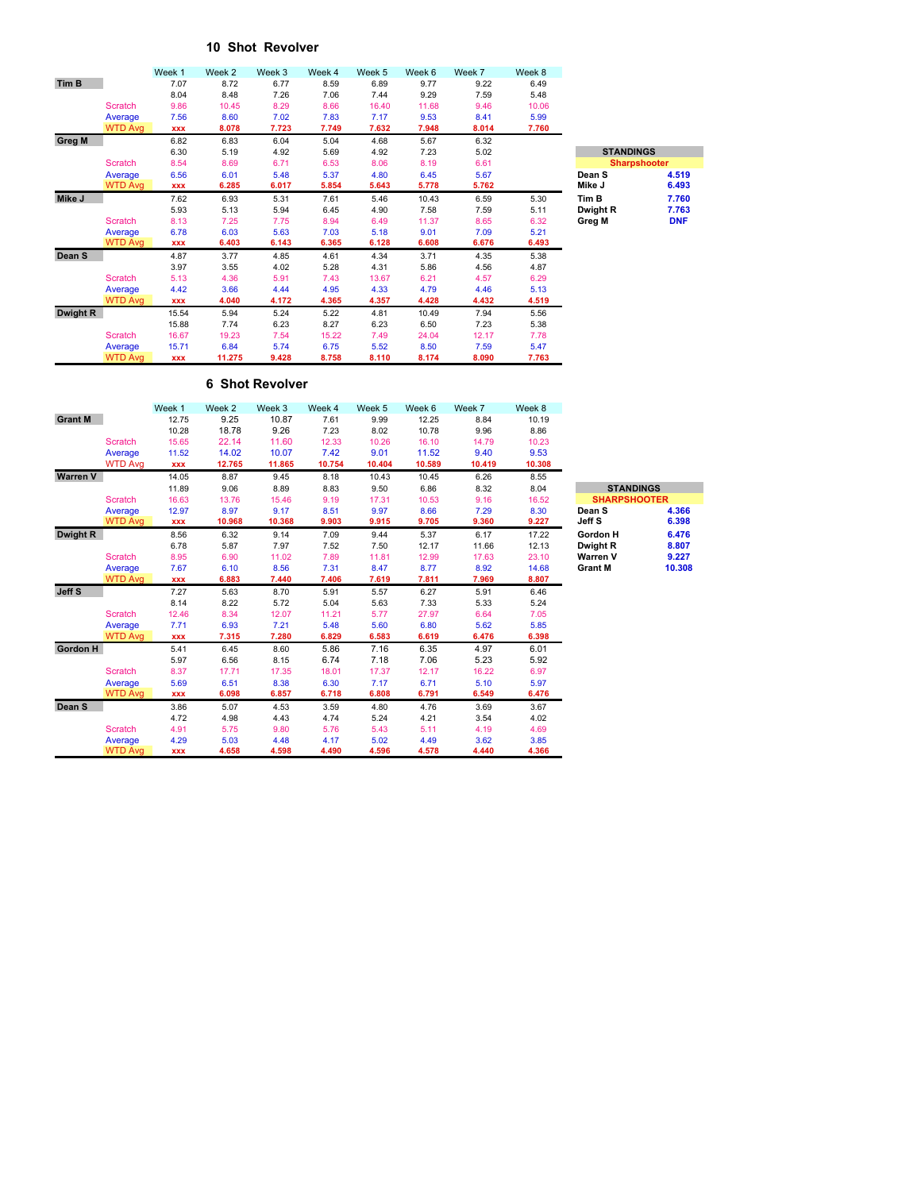## 10 Shot Revolver

| | | Week 1 | Week 2 | Week 3 | Week 4 | Week 5 | Week 6 | Week 7 | Week 8 |
|---|---|---|---|---|---|---|---|---|---|
| Tim B | | 7.07 | 8.72 | 6.77 | 8.59 | 6.89 | 9.77 | 9.22 | 6.49 |
| | | 8.04 | 8.48 | 7.26 | 7.06 | 7.44 | 9.29 | 7.59 | 5.48 |
| | Scratch | 9.86 | 10.45 | 8.29 | 8.66 | 16.40 | 11.68 | 9.46 | 10.06 |
| | Average | 7.56 | 8.60 | 7.02 | 7.83 | 7.17 | 9.53 | 8.41 | 5.99 |
| | WTD Avg | xxx | 8.078 | 7.723 | 7.749 | 7.632 | 7.948 | 8.014 | 7.760 |
| Greg M | | 6.82 | 6.83 | 6.04 | 5.04 | 4.68 | 5.67 | 6.32 | |
| | | 6.30 | 5.19 | 4.92 | 5.69 | 4.92 | 7.23 | 5.02 | |
| | Scratch | 8.54 | 8.69 | 6.71 | 6.53 | 8.06 | 8.19 | 6.61 | |
| | Average | 6.56 | 6.01 | 5.48 | 5.37 | 4.80 | 6.45 | 5.67 | |
| | WTD Avg | xxx | 6.285 | 6.017 | 5.854 | 5.643 | 5.778 | 5.762 | |
| Mike J | | 7.62 | 6.93 | 5.31 | 7.61 | 5.46 | 10.43 | 6.59 | 5.30 |
| | | 5.93 | 5.13 | 5.94 | 6.45 | 4.90 | 7.58 | 7.59 | 5.11 |
| | Scratch | 8.13 | 7.25 | 7.75 | 8.94 | 6.49 | 11.37 | 8.65 | 6.32 |
| | Average | 6.78 | 6.03 | 5.63 | 7.03 | 5.18 | 9.01 | 7.09 | 5.21 |
| | WTD Avg | xxx | 6.403 | 6.143 | 6.365 | 6.128 | 6.608 | 6.676 | 6.493 |
| Dean S | | 4.87 | 3.77 | 4.85 | 4.61 | 4.34 | 3.71 | 4.35 | 5.38 |
| | | 3.97 | 3.55 | 4.02 | 5.28 | 4.31 | 5.86 | 4.56 | 4.87 |
| | Scratch | 5.13 | 4.36 | 5.91 | 7.43 | 13.67 | 6.21 | 4.57 | 6.29 |
| | Average | 4.42 | 3.66 | 4.44 | 4.95 | 4.33 | 4.79 | 4.46 | 5.13 |
| | WTD Avg | xxx | 4.040 | 4.172 | 4.365 | 4.357 | 4.428 | 4.432 | 4.519 |
| Dwight R | | 15.54 | 5.94 | 5.24 | 5.22 | 4.81 | 10.49 | 7.94 | 5.56 |
| | | 15.88 | 7.74 | 6.23 | 8.27 | 6.23 | 6.50 | 7.23 | 5.38 |
| | Scratch | 16.67 | 19.23 | 7.54 | 15.22 | 7.49 | 24.04 | 12.17 | 7.78 |
| | Average | 15.71 | 6.84 | 5.74 | 6.75 | 5.52 | 8.50 | 7.59 | 5.47 |
| | WTD Avg | xxx | 11.275 | 9.428 | 8.758 | 8.110 | 8.174 | 8.090 | 7.763 |

| STANDINGS | |
|---|---|
| Sharpshooter | |
| Dean S | 4.519 |
| Mike J | 6.493 |
| Tim B | 7.760 |
| Dwight R | 7.763 |
| Greg M | DNF |

## 6 Shot Revolver

| | | Week 1 | Week 2 | Week 3 | Week 4 | Week 5 | Week 6 | Week 7 | Week 8 |
|---|---|---|---|---|---|---|---|---|---|
| Grant M | | 12.75 | 9.25 | 10.87 | 7.61 | 9.99 | 12.25 | 8.84 | 10.19 |
| | | 10.28 | 18.78 | 9.26 | 7.23 | 8.02 | 10.78 | 9.96 | 8.86 |
| | Scratch | 15.65 | 22.14 | 11.60 | 12.33 | 10.26 | 16.10 | 14.79 | 10.23 |
| | Average | 11.52 | 14.02 | 10.07 | 7.42 | 9.01 | 11.52 | 9.40 | 9.53 |
| | WTD Avg | xxx | 12.765 | 11.865 | 10.754 | 10.404 | 10.589 | 10.419 | 10.308 |
| Warren V | | 14.05 | 8.87 | 9.45 | 8.18 | 10.43 | 10.45 | 6.26 | 8.55 |
| | | 11.89 | 9.06 | 8.89 | 8.83 | 9.50 | 6.86 | 8.32 | 8.04 |
| | Scratch | 16.63 | 13.76 | 15.46 | 9.19 | 17.31 | 10.53 | 9.16 | 16.52 |
| | Average | 12.97 | 8.97 | 9.17 | 8.51 | 9.97 | 8.66 | 7.29 | 8.30 |
| | WTD Avg | xxx | 10.968 | 10.368 | 9.903 | 9.915 | 9.705 | 9.360 | 9.227 |
| Dwight R | | 8.56 | 6.32 | 9.14 | 7.09 | 9.44 | 5.37 | 6.17 | 17.22 |
| | | 6.78 | 5.87 | 7.97 | 7.52 | 7.50 | 12.17 | 11.66 | 12.13 |
| | Scratch | 8.95 | 6.90 | 11.02 | 7.89 | 11.81 | 12.99 | 17.63 | 23.10 |
| | Average | 7.67 | 6.10 | 8.56 | 7.31 | 8.47 | 8.77 | 8.92 | 14.68 |
| | WTD Avg | xxx | 6.883 | 7.440 | 7.406 | 7.619 | 7.811 | 7.969 | 8.807 |
| Jeff S | | 7.27 | 5.63 | 8.70 | 5.91 | 5.57 | 6.27 | 5.91 | 6.46 |
| | | 8.14 | 8.22 | 5.72 | 5.04 | 5.63 | 7.33 | 5.33 | 5.24 |
| | Scratch | 12.46 | 8.34 | 12.07 | 11.21 | 5.77 | 27.97 | 6.64 | 7.05 |
| | Average | 7.71 | 6.93 | 7.21 | 5.48 | 5.60 | 6.80 | 5.62 | 5.85 |
| | WTD Avg | xxx | 7.315 | 7.280 | 6.829 | 6.583 | 6.619 | 6.476 | 6.398 |
| Gordon H | | 5.41 | 6.45 | 8.60 | 5.86 | 7.16 | 6.35 | 4.97 | 6.01 |
| | | 5.97 | 6.56 | 8.15 | 6.74 | 7.18 | 7.06 | 5.23 | 5.92 |
| | Scratch | 8.37 | 17.71 | 17.35 | 18.01 | 17.37 | 12.17 | 16.22 | 6.97 |
| | Average | 5.69 | 6.51 | 8.38 | 6.30 | 7.17 | 6.71 | 5.10 | 5.97 |
| | WTD Avg | xxx | 6.098 | 6.857 | 6.718 | 6.808 | 6.791 | 6.549 | 6.476 |
| Dean S | | 3.86 | 5.07 | 4.53 | 3.59 | 4.80 | 4.76 | 3.69 | 3.67 |
| | | 4.72 | 4.98 | 4.43 | 4.74 | 5.24 | 4.21 | 3.54 | 4.02 |
| | Scratch | 4.91 | 5.75 | 9.80 | 5.76 | 5.43 | 5.11 | 4.19 | 4.69 |
| | Average | 4.29 | 5.03 | 4.48 | 4.17 | 5.02 | 4.49 | 3.62 | 3.85 |
| | WTD Avg | xxx | 4.658 | 4.598 | 4.490 | 4.596 | 4.578 | 4.440 | 4.366 |

| STANDINGS | |
|---|---|
| SHARPSHOOTER | |
| Dean S | 4.366 |
| Jeff S | 6.398 |
| Gordon H | 6.476 |
| Dwight R | 8.807 |
| Warren V | 9.227 |
| Grant M | 10.308 |